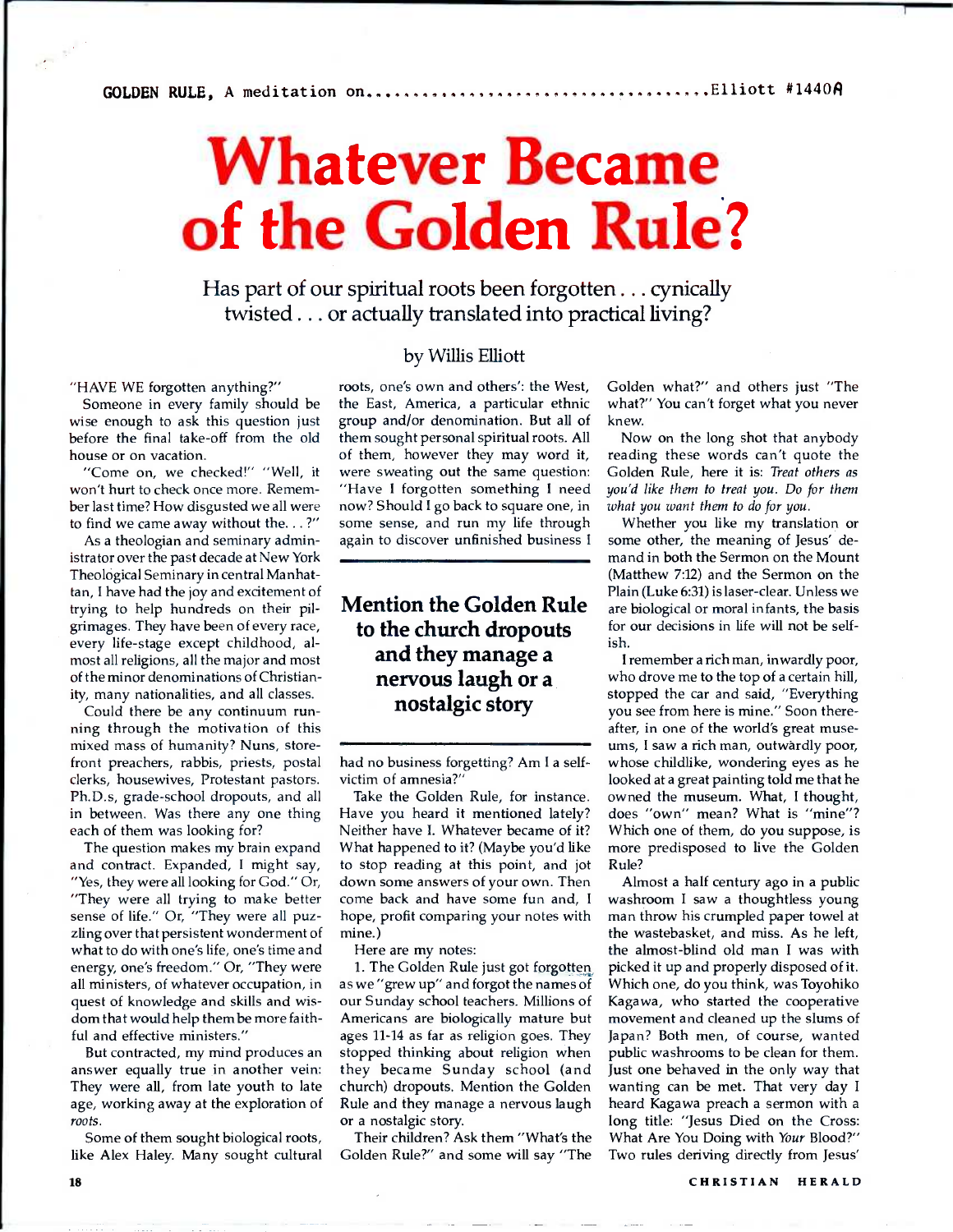GOLDEN RULE, A meditation on..................................Elliott #1440A

# Whatever Became of the Golden Rule?

Has part of our spiritual roots been forgotten . . . cynically twisted . . . or actually translated into practical living?

by Willis Elliott

"HAVE WE forgotten anything?"

Someone in every family should be wise enough to ask this question just before the final take-off from the old house or on vacation.

"Come on, we checked!" "Well, it won't hurt to check once more. Remember last time? How disgusted we all were to find we came away without the. . . ?"

As a theologian and seminary administrator over the past decade at New York Theological Seminary in central Manhattan, I have had the joy and excitement of trying to help hundreds on their pilgrimages. They have been of every race, every life-stage except childhood, almost all religions, all the major and most of the minor denominations of Christianity, many nationalities, and all classes.

Could there be any continuum running through the motivation of this mixed mass of humanity? Nuns, storefront preachers, rabbis, postal clerks, housewives, Protestant pastors. Ph.D.s, grade-school dropouts, and all in between. Was there any one thing each of them was looking for?

The question makes my brain expand and contract. Expanded, I might say, "Yes, they were all looking for God." Or, "They were all trying to make better sense of life." Or, "They were all puzzling over that persistent wonderment of what to do with one's life, one's time and energy, one's freedom." Or, "They were all ministers, of whatever occupation, in quest of knowledge and skills and wisdom that would help them be more faithful and effective ministers."

But contracted, my mind produces an answer equally true in another vein: They were all, from late youth to late age, working away at the exploration of *roots*.

Some of them sought biological roots, like Alex Haley. Many sought cultural roots, one's own and others': the West, the East, America, a particular ethnic group and/or denomination. But all of them sought personal spiritual roots. All of them, however they may word it, were sweating out the same question: "Have I forgotten something I need now? Should I go back to square one, in some sense, and run my life through again to discover unfinished business I had no business forgetting? Am I a self-victim of amnesia?"

**Mention the Golden Rule to the church dropouts and they manage a nervous laugh or a nostalgic story**

Take the Golden Rule, for instance. Have you heard it mentioned lately? Neither have I. Whatever became of it? What happened to it? (Maybe you'd like to stop reading at this point, and jot down some answers of your own. Then come back and have some fun and, I hope, profit comparing your notes with mine.)

Here are my notes:

1. The Golden Rule just got forgotten as we "grew up" and forgot the names of our Sunday school teachers. Millions of Americans are biologically mature but ages 11-14 as far as religion goes. They stopped thinking about religion when they became Sunday school (and church) dropouts. Mention the Golden Rule and they manage a nervous laugh or a nostalgic story.

Their children? Ask them "What's the Golden Rule?" and some will say "The Golden what?" and others just "The what?" You can't forget what you never knew.

Now on the long shot that anybody reading these words can't quote the Golden Rule, here it is: *Treat others as you'd like them to treat you. Do for them what you want them to do for you.*

Whether you like my translation or some other, the meaning of Jesus' demand in both the Sermon on the Mount (Matthew 7:12) and the Sermon on the Plain (Luke 6:31) is laser-clear. Unless we are biological or moral infants, the basis for our decisions in life will not be selfish.

I remember a rich man, inwardly poor, who drove me to the top of a certain hill, stopped the car and said, "Everything you see from here is mine." Soon thereafter, in one of the world's great museums, I saw a rich man, outwardly poor, whose childlike, wondering eyes as he looked at a great painting told me that he owned the museum. What, I thought, does "own" mean? What is "mine"? Which one of them, do you suppose, is more predisposed to live the Golden Rule?

Almost a half century ago in a public washroom I saw a thoughtless young man throw his crumpled paper towel at the wastebasket, and miss. As he left, the almost-blind old man I was with picked it up and properly disposed of it. Which one, do you think, was Toyohiko Kagawa, who started the cooperative movement and cleaned up the slums of Japan? Both men, of course, wanted public washrooms to be clean for them. Just one behaved in the only way that wanting can be met. That very day I heard Kagawa preach a sermon with a long title: "Jesus Died on the Cross: What Are You Doing with *Your* Blood?" Two rules deriving directly from Jesus'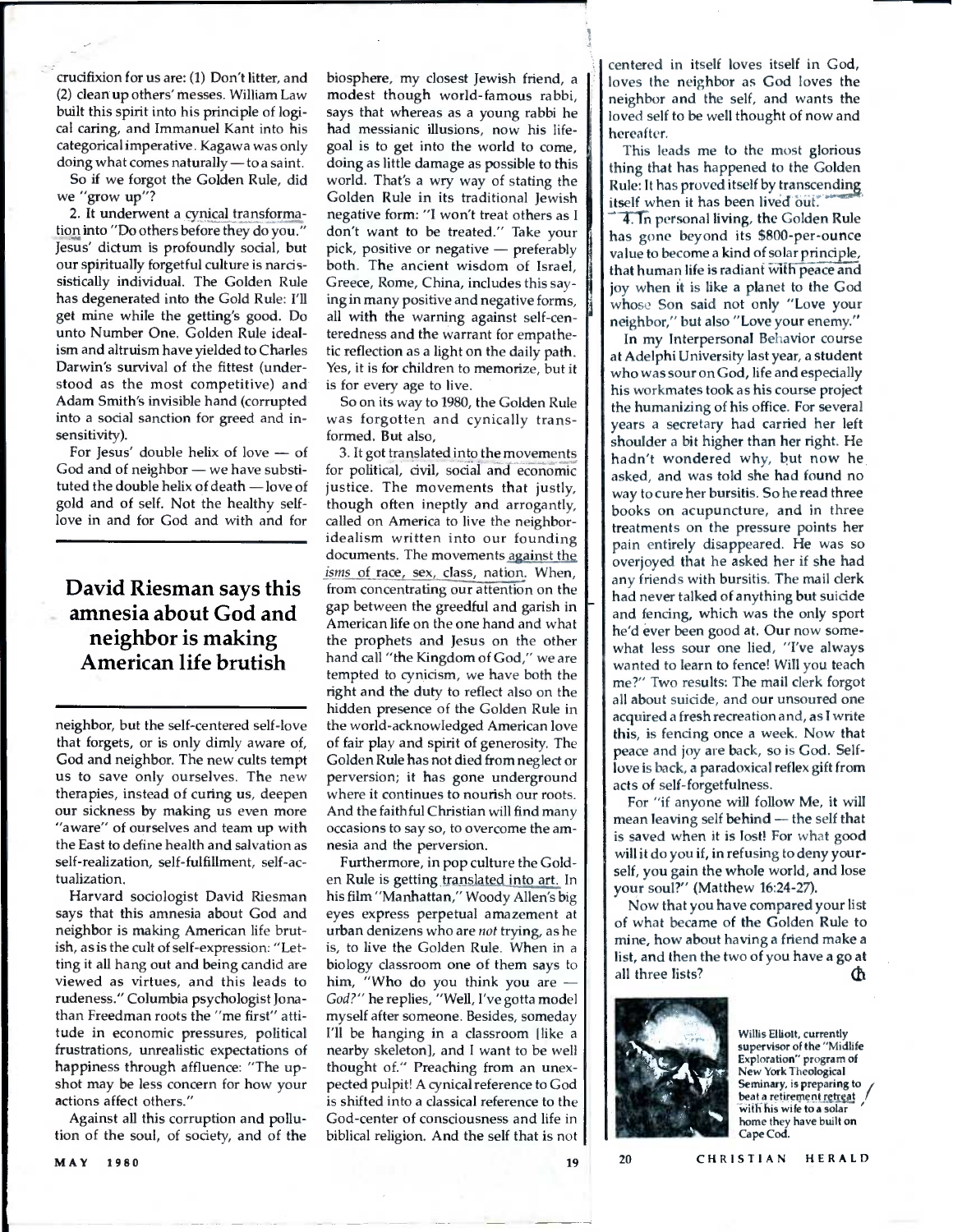crucifixion for us are: (1) Don't litter, and (2) clean up others' messes. William Law built this spirit into his principle of logical caring, and Immanuel Kant into his categorical imperative. Kagawa was only doing what comes naturally — to a saint.

So if we forgot the Golden Rule, did we "grow up"?

2. It underwent a cynical transformation into "Do others before they do you." Jesus' dictum is profoundly social, but our spiritually forgetful culture is narcissistically individual. The Golden Rule has degenerated into the Gold Rule: I'll get mine while the getting's good. Do unto Number One. Golden Rule idealism and altruism have yielded to Charles Darwin's survival of the fittest (understood as the most competitive) and Adam Smith's invisible hand (corrupted into a social sanction for greed and insensitivity).

For Jesus' double helix of love — of God and of neighbor — we have substituted the double helix of death — love of gold and of self. Not the healthy self-love in and for God and with and for neighbor, but the self-centered self-love that forgets, or is only dimly aware of, God and neighbor. The new cults tempt us to save only ourselves. The new therapies, instead of curing us, deepen our sickness by making us even more "aware" of ourselves and team up with the East to define health and salvation as self-realization, self-fulfillment, self-actualization.

## David Riesman says this amnesia about God and neighbor is making American life brutish

Harvard sociologist David Riesman says that this amnesia about God and neighbor is making American life brutish, as is the cult of self-expression: "Letting it all hang out and being candid are viewed as virtues, and this leads to rudeness." Columbia psychologist Jonathan Freedman roots the "me first" attitude in economic pressures, political frustrations, unrealistic expectations of happiness through affluence: "The upshot may be less concern for how your actions affect others."

Against all this corruption and pollution of the soul, of society, and of the biosphere, my closest Jewish friend, a modest though world-famous rabbi, says that whereas as a young rabbi he had messianic illusions, now his life-goal is to get into the world to come, doing as little damage as possible to this world. That's a wry way of stating the Golden Rule in its traditional Jewish negative form: "I won't treat others as I don't want to be treated." Take your pick, positive or negative — preferably both. The ancient wisdom of Israel, Greece, Rome, China, includes this saying in many positive and negative forms, all with the warning against self-centeredness and the warrant for empathetic reflection as a light on the daily path. Yes, it is for children to memorize, but it is for every age to live.

So on its way to 1980, the Golden Rule was forgotten and cynically transformed. But also,

3. It got translated into the movements for political, civil, social and economic justice. The movements that justly, though often ineptly and arrogantly, called on America to live the neighbor-idealism written into our founding documents. The movements against the *isms* of race, sex, class, nation. When, from concentrating our attention on the gap between the greedful and garish in American life on the one hand and what the prophets and Jesus on the other hand call "the Kingdom of God," we are tempted to cynicism, we have both the right and the duty to reflect also on the hidden presence of the Golden Rule in the world-acknowledged American love of fair play and spirit of generosity. The Golden Rule has not died from neglect or perversion; it has gone underground where it continues to nourish our roots. And the faithful Christian will find many occasions to say so, to overcome the amnesia and the perversion.

Furthermore, in pop culture the Golden Rule is getting translated into art. In his film "Manhattan," Woody Allen's big eyes express perpetual amazement at urban denizens who are *not* trying, as he is, to live the Golden Rule. When in a biology classroom one of them says to him, "Who do you think you are — *God?*" he replies, "Well, I've gotta model myself after someone. Besides, someday I'll be hanging in a classroom [like a nearby skeleton], and I want to be well thought of." Preaching from an unexpected pulpit! A cynical reference to God is shifted into a classical reference to the God-center of consciousness and life in biblical religion. And the self that is not centered in itself loves itself in God, loves the neighbor as God loves the neighbor and the self, and wants the loved self to be well thought of now and hereafter.

This leads me to the most glorious thing that has happened to the Golden Rule: It has proved itself by transcending itself when it has been lived out.

4. In personal living, the Golden Rule has gone beyond its $800-per-ounce value to become a kind of solar principle, that human life is radiant with peace and joy when it is like a planet to the God whose Son said not only "Love your neighbor," but also "Love your enemy."

In my Interpersonal Behavior course at Adelphi University last year, a student who was sour on God, life and especially his workmates took as his course project the humanizing of his office. For several years a secretary had carried her left shoulder a bit higher than her right. He hadn't wondered why, but now he asked, and was told she had found no way to cure her bursitis. So he read three books on acupuncture, and in three treatments on the pressure points her pain entirely disappeared. He was so overjoyed that he asked her if she had any friends with bursitis. The mail clerk had never talked of anything but suicide and fencing, which was the only sport he'd ever been good at. Our now somewhat less sour one lied, "I've always wanted to learn to fence! Will you teach me?" Two results: The mail clerk forgot all about suicide, and our unsoured one acquired a fresh recreation and, as I write this, is fencing once a week. Now that peace and joy are back, so is God. Self-love is back, a paradoxical reflex gift from acts of self-forgetfulness.

For "if anyone will follow Me, it will mean leaving self behind — the self that is saved when it is lost! For what good will it do you if, in refusing to deny yourself, you gain the whole world, and lose your soul?" (Matthew 16:24-27).

Now that you have compared your list of what became of the Golden Rule to mine, how about having a friend make a list, and then the two of you have a go at all three lists?

Willis Elliott, currently supervisor of the "Midlife Exploration" program of New York Theological Seminary, is preparing to beat a retirement retreat with his wife to a solar home they have built on Cape Cod.